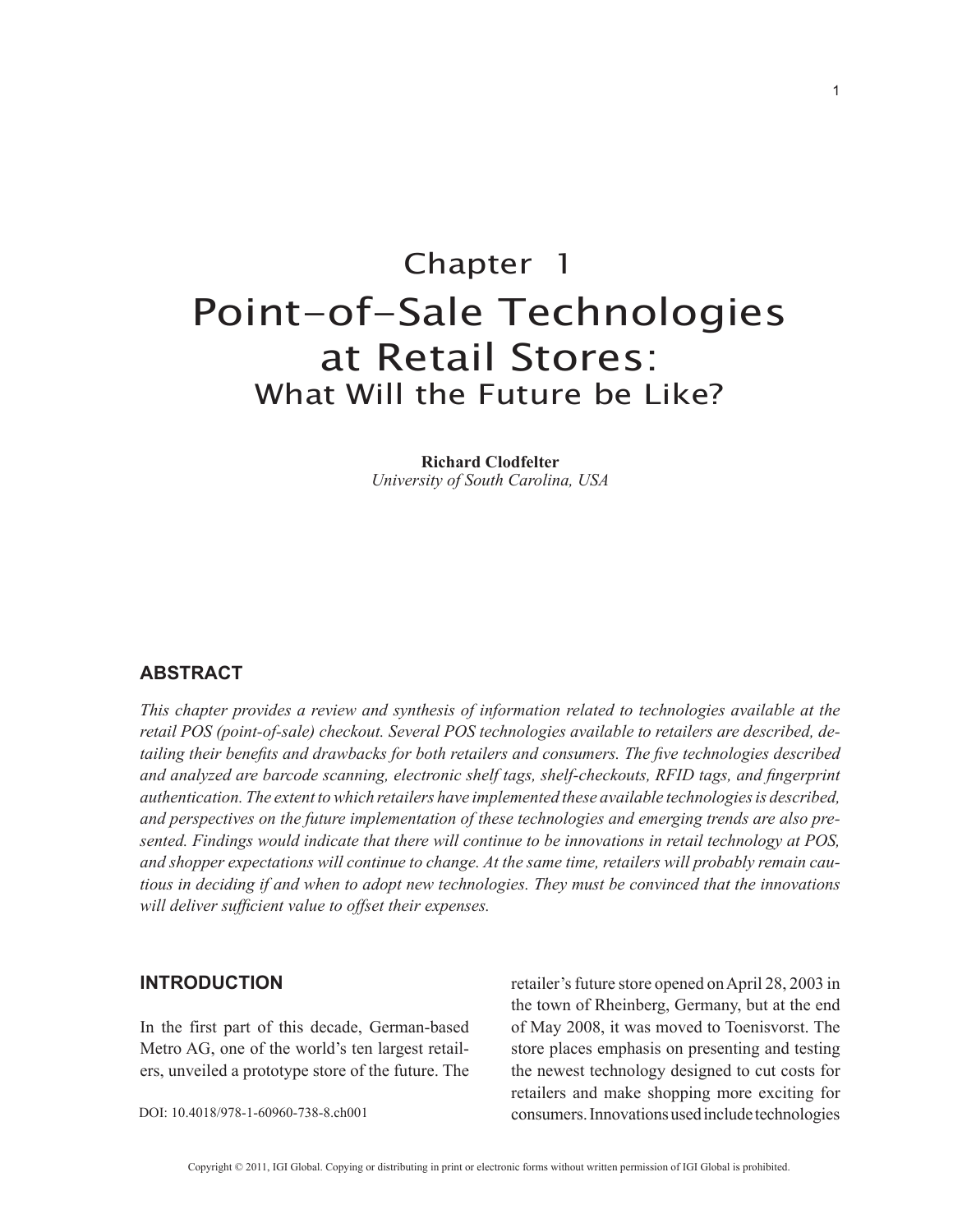# Chapter 1
# Point-of-Sale Technologies at Retail Stores:
## What Will the Future be Like?

**Richard Clodfelter**
*University of South Carolina, USA*

## ABSTRACT

*This chapter provides a review and synthesis of information related to technologies available at the retail POS (point-of-sale) checkout. Several POS technologies available to retailers are described, detailing their benefits and drawbacks for both retailers and consumers. The five technologies described and analyzed are barcode scanning, electronic shelf tags, shelf-checkouts, RFID tags, and fingerprint authentication. The extent to which retailers have implemented these available technologies is described, and perspectives on the future implementation of these technologies and emerging trends are also presented. Findings would indicate that there will continue to be innovations in retail technology at POS, and shopper expectations will continue to change. At the same time, retailers will probably remain cautious in deciding if and when to adopt new technologies. They must be convinced that the innovations will deliver sufficient value to offset their expenses.*

## INTRODUCTION

In the first part of this decade, German-based Metro AG, one of the world's ten largest retailers, unveiled a prototype store of the future. The retailer's future store opened on April 28, 2003 in the town of Rheinberg, Germany, but at the end of May 2008, it was moved to Toenisvorst. The store places emphasis on presenting and testing the newest technology designed to cut costs for retailers and make shopping more exciting for consumers. Innovations used include technologies

DOI: 10.4018/978-1-60960-738-8.ch001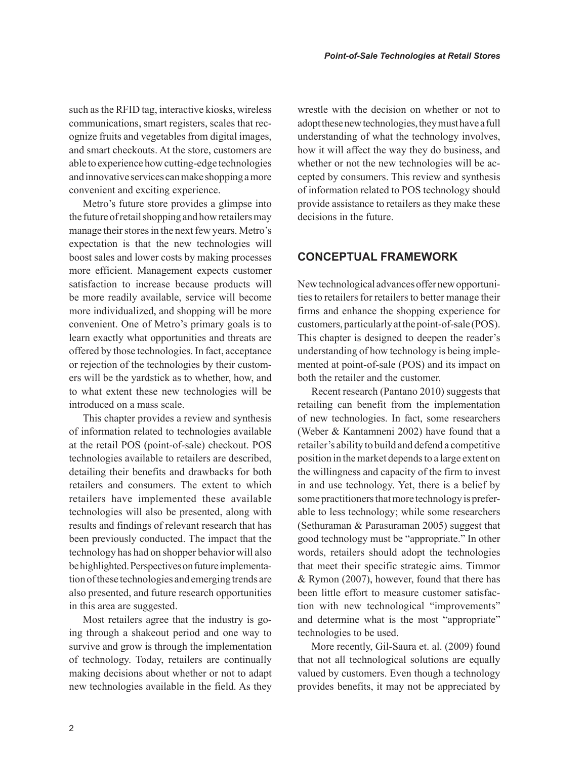such as the RFID tag, interactive kiosks, wireless communications, smart registers, scales that recognize fruits and vegetables from digital images, and smart checkouts. At the store, customers are able to experience how cutting-edge technologies and innovative services can make shopping a more convenient and exciting experience.

Metro's future store provides a glimpse into the future of retail shopping and how retailers may manage their stores in the next few years. Metro's expectation is that the new technologies will boost sales and lower costs by making processes more efficient. Management expects customer satisfaction to increase because products will be more readily available, service will become more individualized, and shopping will be more convenient. One of Metro's primary goals is to learn exactly what opportunities and threats are offered by those technologies. In fact, acceptance or rejection of the technologies by their customers will be the yardstick as to whether, how, and to what extent these new technologies will be introduced on a mass scale.

This chapter provides a review and synthesis of information related to technologies available at the retail POS (point-of-sale) checkout. POS technologies available to retailers are described, detailing their benefits and drawbacks for both retailers and consumers. The extent to which retailers have implemented these available technologies will also be presented, along with results and findings of relevant research that has been previously conducted. The impact that the technology has had on shopper behavior will also be highlighted. Perspectives on future implementation of these technologies and emerging trends are also presented, and future research opportunities in this area are suggested.

Most retailers agree that the industry is going through a shakeout period and one way to survive and grow is through the implementation of technology. Today, retailers are continually making decisions about whether or not to adapt new technologies available in the field. As they wrestle with the decision on whether or not to adopt these new technologies, they must have a full understanding of what the technology involves, how it will affect the way they do business, and whether or not the new technologies will be accepted by consumers. This review and synthesis of information related to POS technology should provide assistance to retailers as they make these decisions in the future.

## CONCEPTUAL FRAMEWORK

New technological advances offer new opportunities to retailers for retailers to better manage their firms and enhance the shopping experience for customers, particularly at the point-of-sale (POS). This chapter is designed to deepen the reader's understanding of how technology is being implemented at point-of-sale (POS) and its impact on both the retailer and the customer.

Recent research (Pantano 2010) suggests that retailing can benefit from the implementation of new technologies. In fact, some researchers (Weber & Kantamneni 2002) have found that a retailer's ability to build and defend a competitive position in the market depends to a large extent on the willingness and capacity of the firm to invest in and use technology. Yet, there is a belief by some practitioners that more technology is preferable to less technology; while some researchers (Sethuraman & Parasuraman 2005) suggest that good technology must be "appropriate." In other words, retailers should adopt the technologies that meet their specific strategic aims. Timmor & Rymon (2007), however, found that there has been little effort to measure customer satisfaction with new technological "improvements" and determine what is the most "appropriate" technologies to be used.

More recently, Gil-Saura et. al. (2009) found that not all technological solutions are equally valued by customers. Even though a technology provides benefits, it may not be appreciated by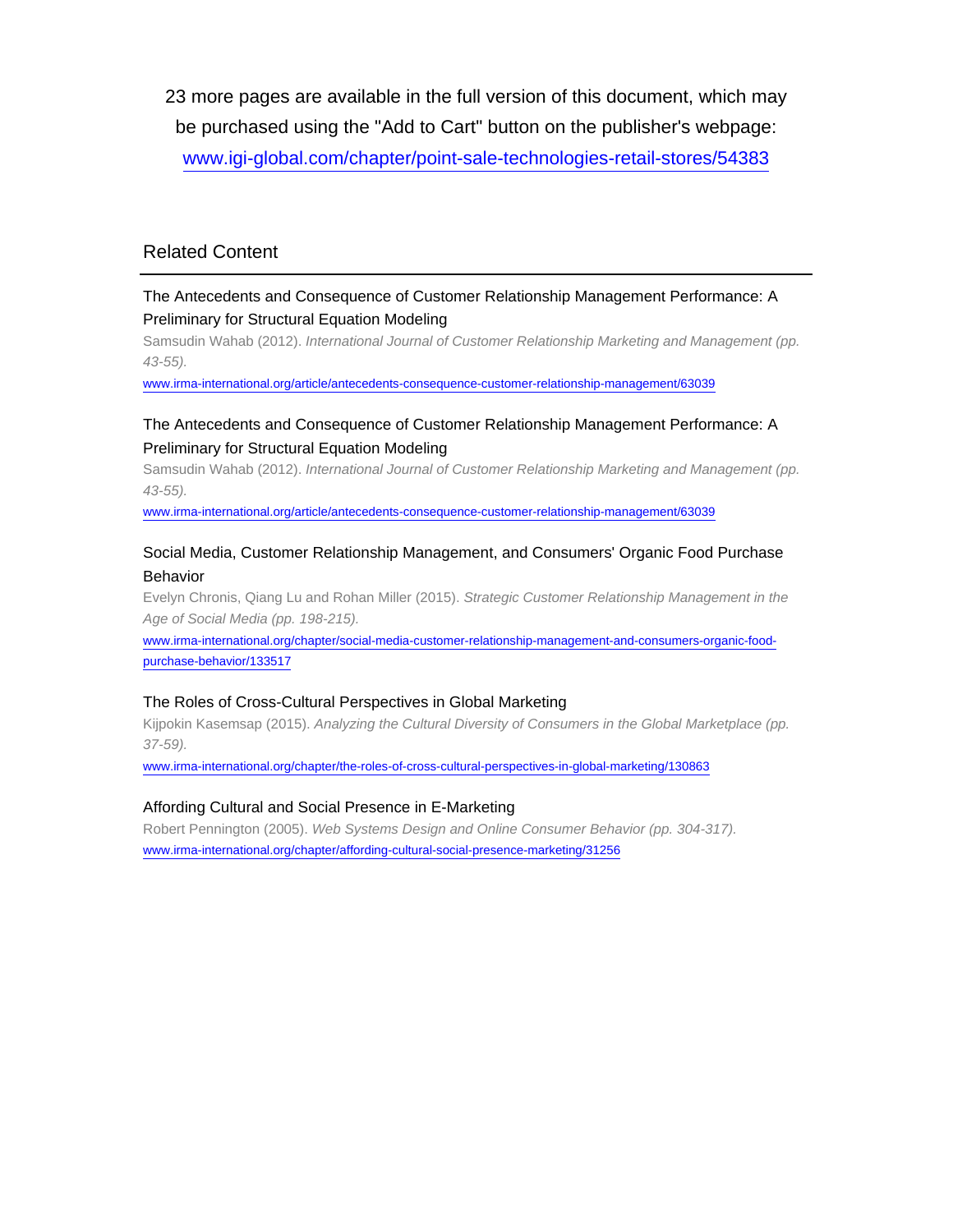23 more pages are available in the full version of this document, which may be purchased using the "Add to Cart" button on the publisher's webpage: www.igi-global.com/chapter/point-sale-technologies-retail-stores/54383

## Related Content

The Antecedents and Consequence of Customer Relationship Management Performance: A Preliminary for Structural Equation Modeling

Samsudin Wahab (2012). *International Journal of Customer Relationship Marketing and Management (pp. 43-55).*

www.irma-international.org/article/antecedents-consequence-customer-relationship-management/63039

The Antecedents and Consequence of Customer Relationship Management Performance: A Preliminary for Structural Equation Modeling

Samsudin Wahab (2012). *International Journal of Customer Relationship Marketing and Management (pp. 43-55).*

www.irma-international.org/article/antecedents-consequence-customer-relationship-management/63039

Social Media, Customer Relationship Management, and Consumers' Organic Food Purchase Behavior

Evelyn Chronis, Qiang Lu and Rohan Miller (2015). *Strategic Customer Relationship Management in the Age of Social Media (pp. 198-215).*

www.irma-international.org/chapter/social-media-customer-relationship-management-and-consumers-organic-food-purchase-behavior/133517

The Roles of Cross-Cultural Perspectives in Global Marketing

Kijpokin Kasemsap (2015). *Analyzing the Cultural Diversity of Consumers in the Global Marketplace (pp. 37-59).*

www.irma-international.org/chapter/the-roles-of-cross-cultural-perspectives-in-global-marketing/130863

Affording Cultural and Social Presence in E-Marketing

Robert Pennington (2005). *Web Systems Design and Online Consumer Behavior (pp. 304-317).*

www.irma-international.org/chapter/affording-cultural-social-presence-marketing/31256